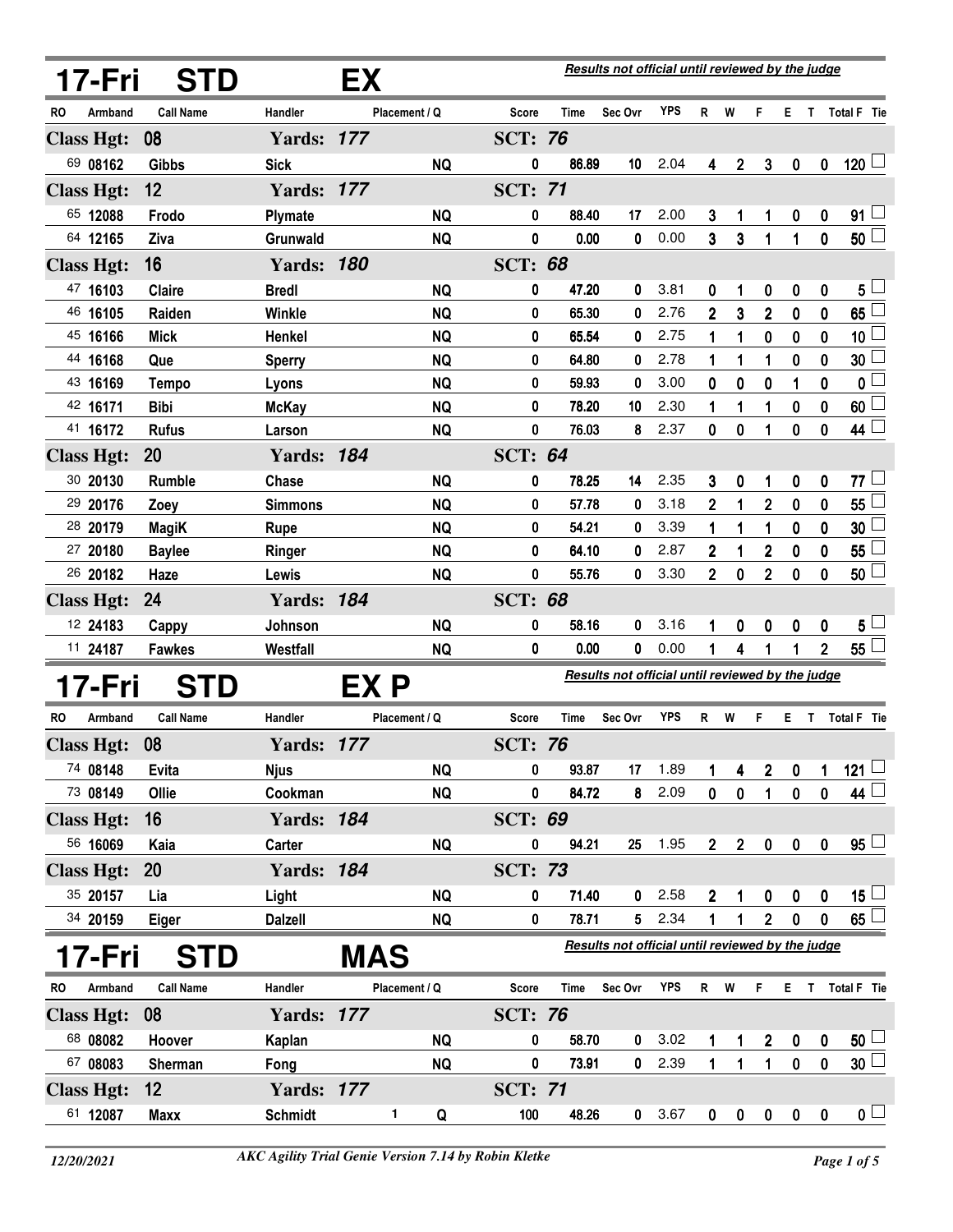## 17-Fri STD EX

*Results not official until reviewed by the judge*

| RO | Armband | Call Name | Handler | Placement / Q | | Score | Time | Sec Ovr | YPS | R | W | F | E | T | Total F | Tie |
|---|---|---|---|---|---|---|---|---|---|---|---|---|---|---|---|---|
| **Class Hgt: 08** | | | **Yards: 177** | | | **SCT: 76** | | | | | | | | | | |
| 69 | 08162 | Gibbs | Sick | | NQ | 0 | 86.89 | 10 | 2.04 | 4 | 2 | 3 | 0 | 0 | 120 | ☐ |
| **Class Hgt: 12** | | | **Yards: 177** | | | **SCT: 71** | | | | | | | | | | |
| 65 | 12088 | Frodo | Plymate | | NQ | 0 | 88.40 | 17 | 2.00 | 3 | 1 | 1 | 0 | 0 | 91 | ☐ |
| 64 | 12165 | Ziva | Grunwald | | NQ | 0 | 0.00 | 0 | 0.00 | 3 | 3 | 1 | 1 | 0 | 50 | ☐ |
| **Class Hgt: 16** | | | **Yards: 180** | | | **SCT: 68** | | | | | | | | | | |
| 47 | 16103 | Claire | Bredl | | NQ | 0 | 47.20 | 0 | 3.81 | 0 | 1 | 0 | 0 | 0 | 5 | ☐ |
| 46 | 16105 | Raiden | Winkle | | NQ | 0 | 65.30 | 0 | 2.76 | 2 | 3 | 2 | 0 | 0 | 65 | ☐ |
| 45 | 16166 | Mick | Henkel | | NQ | 0 | 65.54 | 0 | 2.75 | 1 | 1 | 0 | 0 | 0 | 10 | ☐ |
| 44 | 16168 | Que | Sperry | | NQ | 0 | 64.80 | 0 | 2.78 | 1 | 1 | 1 | 0 | 0 | 30 | ☐ |
| 43 | 16169 | Tempo | Lyons | | NQ | 0 | 59.93 | 0 | 3.00 | 0 | 0 | 0 | 1 | 0 | 0 | ☐ |
| 42 | 16171 | Bibi | McKay | | NQ | 0 | 78.20 | 10 | 2.30 | 1 | 1 | 1 | 0 | 0 | 60 | ☐ |
| 41 | 16172 | Rufus | Larson | | NQ | 0 | 76.03 | 8 | 2.37 | 0 | 0 | 1 | 0 | 0 | 44 | ☐ |
| **Class Hgt: 20** | | | **Yards: 184** | | | **SCT: 64** | | | | | | | | | | |
| 30 | 20130 | Rumble | Chase | | NQ | 0 | 78.25 | 14 | 2.35 | 3 | 0 | 1 | 0 | 0 | 77 | ☐ |
| 29 | 20176 | Zoey | Simmons | | NQ | 0 | 57.78 | 0 | 3.18 | 2 | 1 | 2 | 0 | 0 | 55 | ☐ |
| 28 | 20179 | MagiK | Rupe | | NQ | 0 | 54.21 | 0 | 3.39 | 1 | 1 | 1 | 0 | 0 | 30 | ☐ |
| 27 | 20180 | Baylee | Ringer | | NQ | 0 | 64.10 | 0 | 2.87 | 2 | 1 | 2 | 0 | 0 | 55 | ☐ |
| 26 | 20182 | Haze | Lewis | | NQ | 0 | 55.76 | 0 | 3.30 | 2 | 0 | 2 | 0 | 0 | 50 | ☐ |
| **Class Hgt: 24** | | | **Yards: 184** | | | **SCT: 68** | | | | | | | | | | |
| 12 | 24183 | Cappy | Johnson | | NQ | 0 | 58.16 | 0 | 3.16 | 1 | 0 | 0 | 0 | 0 | 5 | ☐ |
| 11 | 24187 | Fawkes | Westfall | | NQ | 0 | 0.00 | 0 | 0.00 | 1 | 4 | 1 | 1 | 2 | 55 | ☐ |

## 17-Fri STD EX P

*Results not official until reviewed by the judge*

| RO | Armband | Call Name | Handler | Placement / Q | | Score | Time | Sec Ovr | YPS | R | W | F | E | T | Total F | Tie |
|---|---|---|---|---|---|---|---|---|---|---|---|---|---|---|---|---|
| **Class Hgt: 08** | | | **Yards: 177** | | | **SCT: 76** | | | | | | | | | | |
| 74 | 08148 | Evita | Njus | | NQ | 0 | 93.87 | 17 | 1.89 | 1 | 4 | 2 | 0 | 1 | 121 | ☐ |
| 73 | 08149 | Ollie | Cookman | | NQ | 0 | 84.72 | 8 | 2.09 | 0 | 0 | 1 | 0 | 0 | 44 | ☐ |
| **Class Hgt: 16** | | | **Yards: 184** | | | **SCT: 69** | | | | | | | | | | |
| 56 | 16069 | Kaia | Carter | | NQ | 0 | 94.21 | 25 | 1.95 | 2 | 2 | 0 | 0 | 0 | 95 | ☐ |
| **Class Hgt: 20** | | | **Yards: 184** | | | **SCT: 73** | | | | | | | | | | |
| 35 | 20157 | Lia | Light | | NQ | 0 | 71.40 | 0 | 2.58 | 2 | 1 | 0 | 0 | 0 | 15 | ☐ |
| 34 | 20159 | Eiger | Dalzell | | NQ | 0 | 78.71 | 5 | 2.34 | 1 | 1 | 2 | 0 | 0 | 65 | ☐ |

## 17-Fri STD MAS

*Results not official until reviewed by the judge*

| RO | Armband | Call Name | Handler | Placement / Q | | Score | Time | Sec Ovr | YPS | R | W | F | E | T | Total F | Tie |
|---|---|---|---|---|---|---|---|---|---|---|---|---|---|---|---|---|
| **Class Hgt: 08** | | | **Yards: 177** | | | **SCT: 76** | | | | | | | | | | |
| 68 | 08082 | Hoover | Kaplan | | NQ | 0 | 58.70 | 0 | 3.02 | 1 | 1 | 2 | 0 | 0 | 50 | ☐ |
| 67 | 08083 | Sherman | Fong | | NQ | 0 | 73.91 | 0 | 2.39 | 1 | 1 | 1 | 0 | 0 | 30 | ☐ |
| **Class Hgt: 12** | | | **Yards: 177** | | | **SCT: 71** | | | | | | | | | | |
| 61 | 12087 | Maxx | Schmidt | 1 | Q | 100 | 48.26 | 0 | 3.67 | 0 | 0 | 0 | 0 | 0 | 0 | ☐ |

*12/20/2021* — *AKC Agility Trial Genie Version 7.14 by Robin Kletke*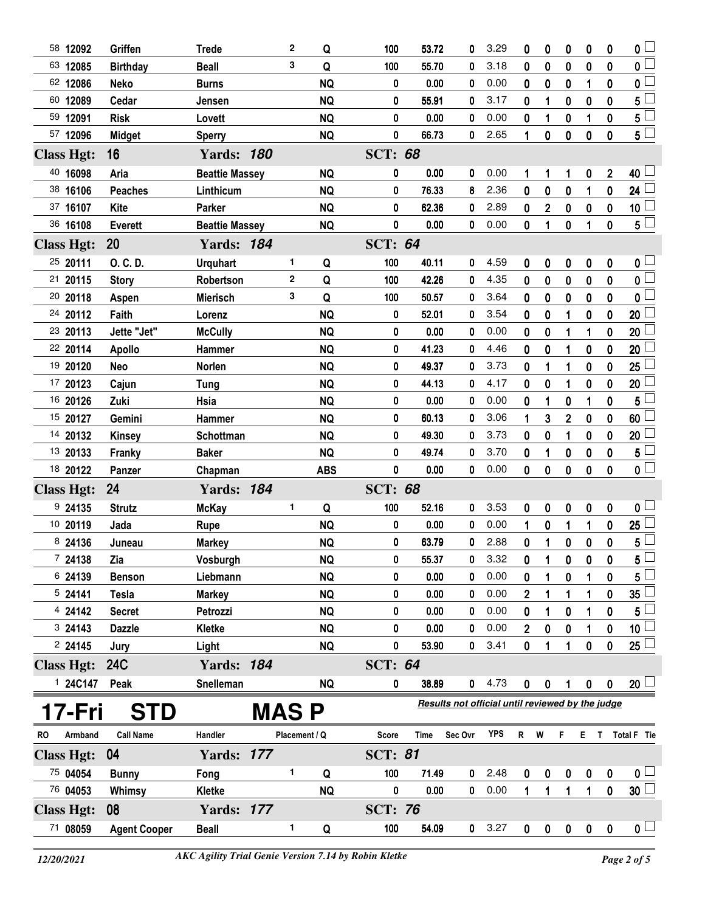| RO | Armband | Call Name | Handler | Placement | Q | Score | Time | Sec Ovr | YPS | R | W | F | E | T | Total F | Tie |
|---|---|---|---|---|---|---|---|---|---|---|---|---|---|---|---|---|
| 58 | 12092 | Griffen | Trede | 2 | Q | 100 | 53.72 | 0 | 3.29 | 0 | 0 | 0 | 0 | 0 | 0 | |
| 63 | 12085 | Birthday | Beall | 3 | Q | 100 | 55.70 | 0 | 3.18 | 0 | 0 | 0 | 0 | 0 | 0 | |
| 62 | 12086 | Neko | Burns | | NQ | 0 | 0.00 | 0 | 0.00 | 0 | 0 | 0 | 1 | 0 | 0 | |
| 60 | 12089 | Cedar | Jensen | | NQ | 0 | 55.91 | 0 | 3.17 | 0 | 1 | 0 | 0 | 0 | 5 | |
| 59 | 12091 | Risk | Lovett | | NQ | 0 | 0.00 | 0 | 0.00 | 0 | 1 | 0 | 1 | 0 | 5 | |
| 57 | 12096 | Midget | Sperry | | NQ | 0 | 66.73 | 0 | 2.65 | 1 | 0 | 0 | 0 | 0 | 5 | |
| **Class Hgt: 16** | | | **Yards: 180** | | | **SCT: 68** | | | | | | | | | | |
| 40 | 16098 | Aria | Beattie Massey | | NQ | 0 | 0.00 | 0 | 0.00 | 1 | 1 | 1 | 0 | 2 | 40 | |
| 38 | 16106 | Peaches | Linthicum | | NQ | 0 | 76.33 | 8 | 2.36 | 0 | 0 | 0 | 1 | 0 | 24 | |
| 37 | 16107 | Kite | Parker | | NQ | 0 | 62.36 | 0 | 2.89 | 0 | 2 | 0 | 0 | 0 | 10 | |
| 36 | 16108 | Everett | Beattie Massey | | NQ | 0 | 0.00 | 0 | 0.00 | 0 | 1 | 0 | 1 | 0 | 5 | |
| **Class Hgt: 20** | | | **Yards: 184** | | | **SCT: 64** | | | | | | | | | | |
| 25 | 20111 | O. C. D. | Urquhart | 1 | Q | 100 | 40.11 | 0 | 4.59 | 0 | 0 | 0 | 0 | 0 | 0 | |
| 21 | 20115 | Story | Robertson | 2 | Q | 100 | 42.26 | 0 | 4.35 | 0 | 0 | 0 | 0 | 0 | 0 | |
| 20 | 20118 | Aspen | Mierisch | 3 | Q | 100 | 50.57 | 0 | 3.64 | 0 | 0 | 0 | 0 | 0 | 0 | |
| 24 | 20112 | Faith | Lorenz | | NQ | 0 | 52.01 | 0 | 3.54 | 0 | 0 | 1 | 0 | 0 | 20 | |
| 23 | 20113 | Jette "Jet" | McCully | | NQ | 0 | 0.00 | 0 | 0.00 | 0 | 0 | 1 | 1 | 0 | 20 | |
| 22 | 20114 | Apollo | Hammer | | NQ | 0 | 41.23 | 0 | 4.46 | 0 | 0 | 1 | 0 | 0 | 20 | |
| 19 | 20120 | Neo | Norlen | | NQ | 0 | 49.37 | 0 | 3.73 | 0 | 1 | 1 | 0 | 0 | 25 | |
| 17 | 20123 | Cajun | Tung | | NQ | 0 | 44.13 | 0 | 4.17 | 0 | 0 | 1 | 0 | 0 | 20 | |
| 16 | 20126 | Zuki | Hsia | | NQ | 0 | 0.00 | 0 | 0.00 | 0 | 1 | 0 | 1 | 0 | 5 | |
| 15 | 20127 | Gemini | Hammer | | NQ | 0 | 60.13 | 0 | 3.06 | 1 | 3 | 2 | 0 | 0 | 60 | |
| 14 | 20132 | Kinsey | Schottman | | NQ | 0 | 49.30 | 0 | 3.73 | 0 | 0 | 1 | 0 | 0 | 20 | |
| 13 | 20133 | Franky | Baker | | NQ | 0 | 49.74 | 0 | 3.70 | 0 | 1 | 0 | 0 | 0 | 5 | |
| 18 | 20122 | Panzer | Chapman | | ABS | 0 | 0.00 | 0 | 0.00 | 0 | 0 | 0 | 0 | 0 | 0 | |
| **Class Hgt: 24** | | | **Yards: 184** | | | **SCT: 68** | | | | | | | | | | |
| 9 | 24135 | Strutz | McKay | 1 | Q | 100 | 52.16 | 0 | 3.53 | 0 | 0 | 0 | 0 | 0 | 0 | |
| 10 | 20119 | Jada | Rupe | | NQ | 0 | 0.00 | 0 | 0.00 | 1 | 0 | 1 | 1 | 0 | 25 | |
| 8 | 24136 | Juneau | Markey | | NQ | 0 | 63.79 | 0 | 2.88 | 0 | 1 | 0 | 0 | 0 | 5 | |
| 7 | 24138 | Zia | Vosburgh | | NQ | 0 | 55.37 | 0 | 3.32 | 0 | 1 | 0 | 0 | 0 | 5 | |
| 6 | 24139 | Benson | Liebmann | | NQ | 0 | 0.00 | 0 | 0.00 | 0 | 1 | 0 | 1 | 0 | 5 | |
| 5 | 24141 | Tesla | Markey | | NQ | 0 | 0.00 | 0 | 0.00 | 2 | 1 | 1 | 1 | 0 | 35 | |
| 4 | 24142 | Secret | Petrozzi | | NQ | 0 | 0.00 | 0 | 0.00 | 0 | 1 | 0 | 1 | 0 | 5 | |
| 3 | 24143 | Dazzle | Kletke | | NQ | 0 | 0.00 | 0 | 0.00 | 2 | 0 | 0 | 1 | 0 | 10 | |
| 2 | 24145 | Jury | Light | | NQ | 0 | 53.90 | 0 | 3.41 | 0 | 1 | 1 | 0 | 0 | 25 | |
| **Class Hgt: 24C** | | | **Yards: 184** | | | **SCT: 64** | | | | | | | | | | |
| 1 | 24C147 | Peak | Snelleman | | NQ | 0 | 38.89 | 0 | 4.73 | 0 | 0 | 1 | 0 | 0 | 20 | |

## 17-Fri STD MAS P

*Results not official until reviewed by the judge*

| RO | Armband | Call Name | Handler | Placement | Q | Score | Time | Sec Ovr | YPS | R | W | F | E | T | Total F | Tie |
|---|---|---|---|---|---|---|---|---|---|---|---|---|---|---|---|---|
| **Class Hgt: 04** | | | **Yards: 177** | | | **SCT: 81** | | | | | | | | | | |
| 75 | 04054 | Bunny | Fong | 1 | Q | 100 | 71.49 | 0 | 2.48 | 0 | 0 | 0 | 0 | 0 | 0 | |
| 76 | 04053 | Whimsy | Kletke | | NQ | 0 | 0.00 | 0 | 0.00 | 1 | 1 | 1 | 1 | 0 | 30 | |
| **Class Hgt: 08** | | | **Yards: 177** | | | **SCT: 76** | | | | | | | | | | |
| 71 | 08059 | Agent Cooper | Beall | 1 | Q | 100 | 54.09 | 0 | 3.27 | 0 | 0 | 0 | 0 | 0 | 0 | |

*AKC Agility Trial Genie Version 7.14 by Robin Kletke*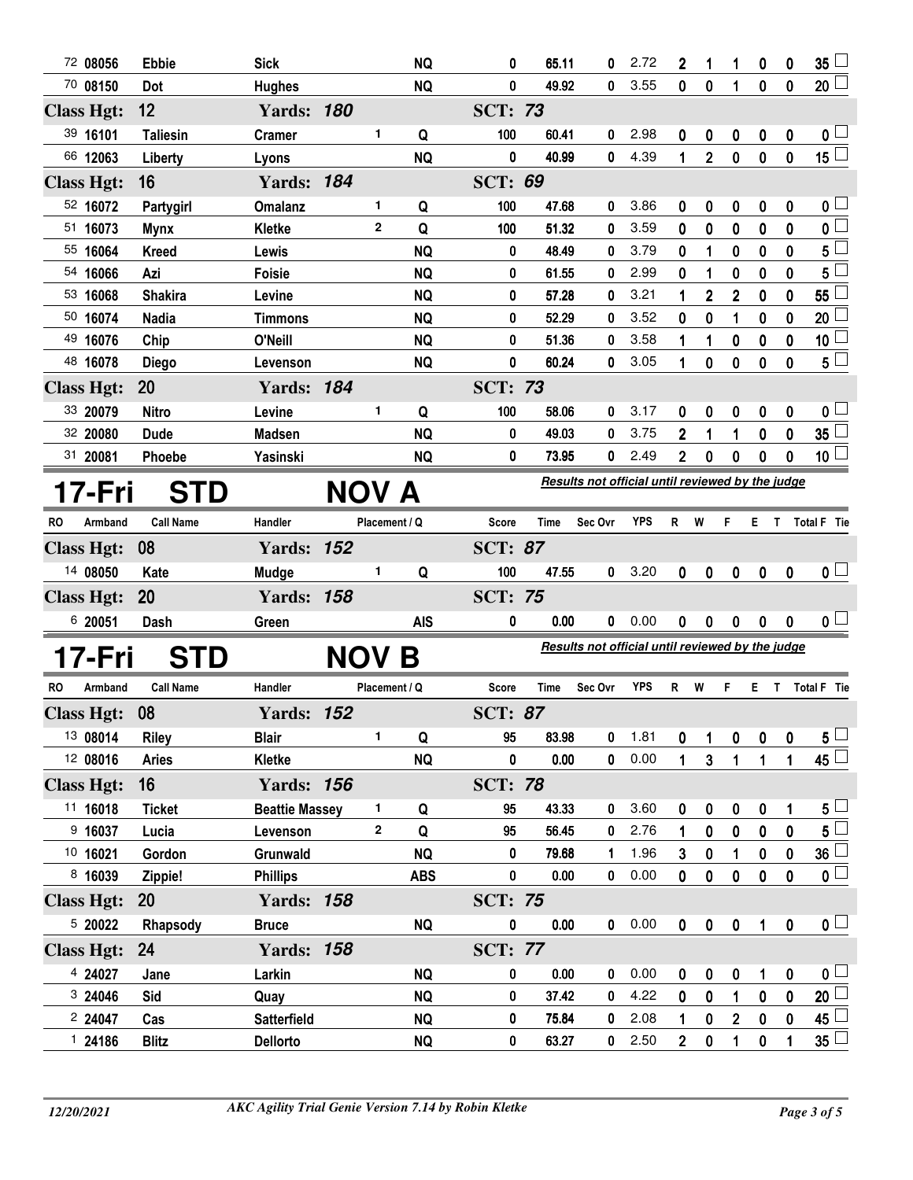| RO | Armband | Call Name | Handler | Placement | Q | Score | Time | Sec Ovr | YPS | R | W | F | E | T | Total F | Tie |
|---|---|---|---|---|---|---|---|---|---|---|---|---|---|---|---|---|
| 72 | 08056 | Ebbie | Sick | | NQ | 0 | 65.11 | 0 | 2.72 | 2 | 1 | 1 | 0 | 0 | 35 | |
| 70 | 08150 | Dot | Hughes | | NQ | 0 | 49.92 | 0 | 3.55 | 0 | 0 | 1 | 0 | 0 | 20 | |
| **Class Hgt: 12** | | | **Yards: 180** | | | **SCT: 73** | | | | | | | | | | |
| 39 | 16101 | Taliesin | Cramer | 1 | Q | 100 | 60.41 | 0 | 2.98 | 0 | 0 | 0 | 0 | 0 | 0 | |
| 66 | 12063 | Liberty | Lyons | | NQ | 0 | 40.99 | 0 | 4.39 | 1 | 2 | 0 | 0 | 0 | 15 | |
| **Class Hgt: 16** | | | **Yards: 184** | | | **SCT: 69** | | | | | | | | | | |
| 52 | 16072 | Partygirl | Omalanz | 1 | Q | 100 | 47.68 | 0 | 3.86 | 0 | 0 | 0 | 0 | 0 | 0 | |
| 51 | 16073 | Mynx | Kletke | 2 | Q | 100 | 51.32 | 0 | 3.59 | 0 | 0 | 0 | 0 | 0 | 0 | |
| 55 | 16064 | Kreed | Lewis | | NQ | 0 | 48.49 | 0 | 3.79 | 0 | 1 | 0 | 0 | 0 | 5 | |
| 54 | 16066 | Azi | Foisie | | NQ | 0 | 61.55 | 0 | 2.99 | 0 | 1 | 0 | 0 | 0 | 5 | |
| 53 | 16068 | Shakira | Levine | | NQ | 0 | 57.28 | 0 | 3.21 | 1 | 2 | 2 | 0 | 0 | 55 | |
| 50 | 16074 | Nadia | Timmons | | NQ | 0 | 52.29 | 0 | 3.52 | 0 | 0 | 1 | 0 | 0 | 20 | |
| 49 | 16076 | Chip | O'Neill | | NQ | 0 | 51.36 | 0 | 3.58 | 1 | 1 | 0 | 0 | 0 | 10 | |
| 48 | 16078 | Diego | Levenson | | NQ | 0 | 60.24 | 0 | 3.05 | 1 | 0 | 0 | 0 | 0 | 5 | |
| **Class Hgt: 20** | | | **Yards: 184** | | | **SCT: 73** | | | | | | | | | | |
| 33 | 20079 | Nitro | Levine | 1 | Q | 100 | 58.06 | 0 | 3.17 | 0 | 0 | 0 | 0 | 0 | 0 | |
| 32 | 20080 | Dude | Madsen | | NQ | 0 | 49.03 | 0 | 3.75 | 2 | 1 | 1 | 0 | 0 | 35 | |
| 31 | 20081 | Phoebe | Yasinski | | NQ | 0 | 73.95 | 0 | 2.49 | 2 | 0 | 0 | 0 | 0 | 10 | |

# 17-Fri STD NOV A

*Results not official until reviewed by the judge*

| RO | Armband | Call Name | Handler | Placement | Q | Score | Time | Sec Ovr | YPS | R | W | F | E | T | Total F | Tie |
|---|---|---|---|---|---|---|---|---|---|---|---|---|---|---|---|---|
| **Class Hgt: 08** | | | **Yards: 152** | | | **SCT: 87** | | | | | | | | | | |
| 14 | 08050 | Kate | Mudge | 1 | Q | 100 | 47.55 | 0 | 3.20 | 0 | 0 | 0 | 0 | 0 | 0 | |
| **Class Hgt: 20** | | | **Yards: 158** | | | **SCT: 75** | | | | | | | | | | |
| 6 | 20051 | Dash | Green | | AIS | 0 | 0.00 | 0 | 0.00 | 0 | 0 | 0 | 0 | 0 | 0 | |

# 17-Fri STD NOV B

*Results not official until reviewed by the judge*

| RO | Armband | Call Name | Handler | Placement | Q | Score | Time | Sec Ovr | YPS | R | W | F | E | T | Total F | Tie |
|---|---|---|---|---|---|---|---|---|---|---|---|---|---|---|---|---|
| **Class Hgt: 08** | | | **Yards: 152** | | | **SCT: 87** | | | | | | | | | | |
| 13 | 08014 | Riley | Blair | 1 | Q | 95 | 83.98 | 0 | 1.81 | 0 | 1 | 0 | 0 | 0 | 5 | |
| 12 | 08016 | Aries | Kletke | | NQ | 0 | 0.00 | 0 | 0.00 | 1 | 3 | 1 | 1 | 1 | 45 | |
| **Class Hgt: 16** | | | **Yards: 156** | | | **SCT: 78** | | | | | | | | | | |
| 11 | 16018 | Ticket | Beattie Massey | 1 | Q | 95 | 43.33 | 0 | 3.60 | 0 | 0 | 0 | 0 | 1 | 5 | |
| 9 | 16037 | Lucia | Levenson | 2 | Q | 95 | 56.45 | 0 | 2.76 | 1 | 0 | 0 | 0 | 0 | 5 | |
| 10 | 16021 | Gordon | Grunwald | | NQ | 0 | 79.68 | 1 | 1.96 | 3 | 0 | 1 | 0 | 0 | 36 | |
| 8 | 16039 | Zippie! | Phillips | | ABS | 0 | 0.00 | 0 | 0.00 | 0 | 0 | 0 | 0 | 0 | 0 | |
| **Class Hgt: 20** | | | **Yards: 158** | | | **SCT: 75** | | | | | | | | | | |
| 5 | 20022 | Rhapsody | Bruce | | NQ | 0 | 0.00 | 0 | 0.00 | 0 | 0 | 0 | 1 | 0 | 0 | |
| **Class Hgt: 24** | | | **Yards: 158** | | | **SCT: 77** | | | | | | | | | | |
| 4 | 24027 | Jane | Larkin | | NQ | 0 | 0.00 | 0 | 0.00 | 0 | 0 | 0 | 1 | 0 | 0 | |
| 3 | 24046 | Sid | Quay | | NQ | 0 | 37.42 | 0 | 4.22 | 0 | 0 | 1 | 0 | 0 | 20 | |
| 2 | 24047 | Cas | Satterfield | | NQ | 0 | 75.84 | 0 | 2.08 | 1 | 0 | 2 | 0 | 0 | 45 | |
| 1 | 24186 | Blitz | Dellorto | | NQ | 0 | 63.27 | 0 | 2.50 | 2 | 0 | 1 | 0 | 1 | 35 | |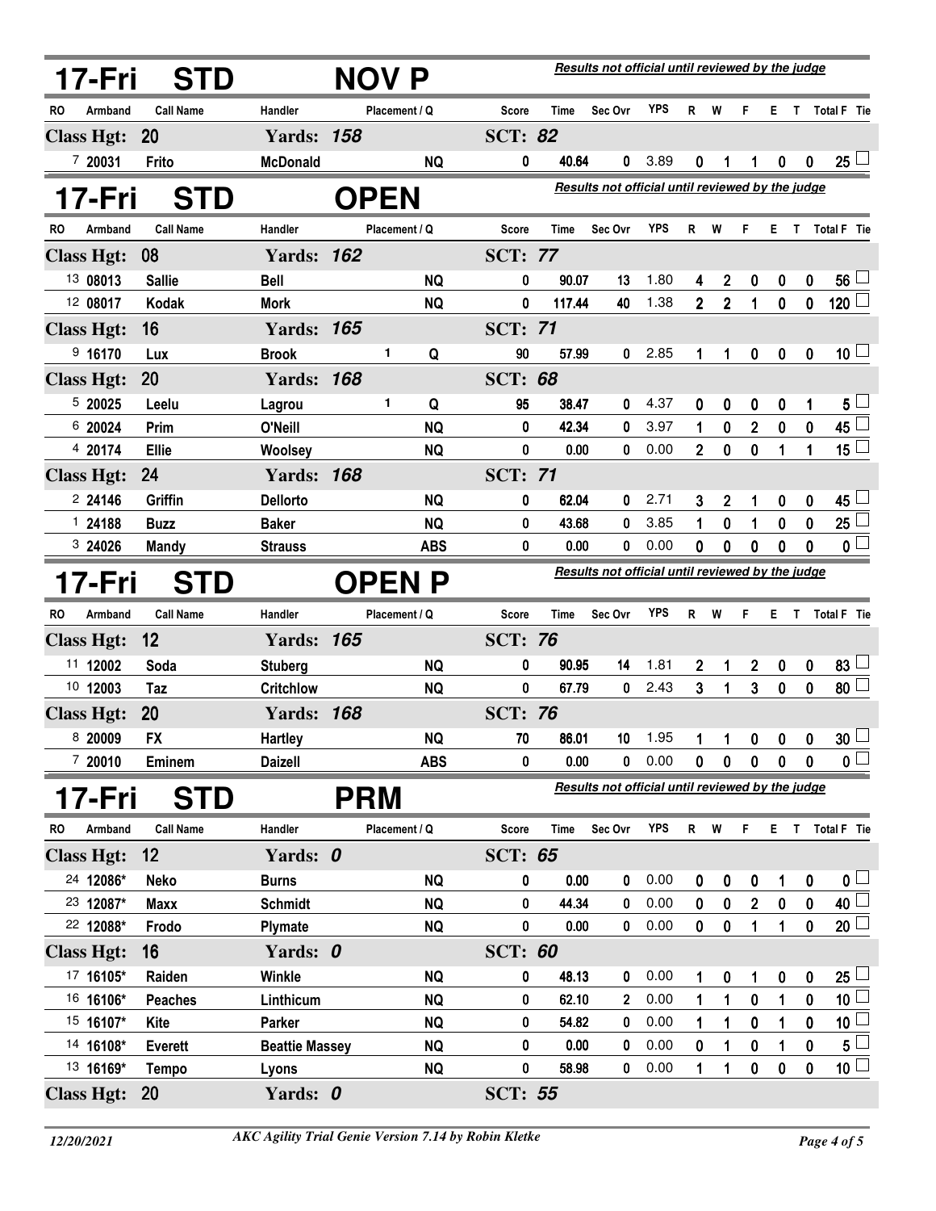## 17-Fri STD NOV P

*Results not official until reviewed by the judge*

| RO | Armband | Call Name | Handler | Placement / Q | Score | Time | Sec Ovr | YPS | R | W | F | E | T | Total F | Tie |
|---|---|---|---|---|---|---|---|---|---|---|---|---|---|---|---|
| **Class Hgt: 20** | | | **Yards: 158** | | **SCT: 82** | | | | | | | | | | |
| 7 | 20031 | Frito | McDonald | NQ | 0 | 40.64 | 0 | 3.89 | 0 | 1 | 1 | 0 | 0 | 25 | ☐ |

## 17-Fri STD OPEN

*Results not official until reviewed by the judge*

| RO | Armband | Call Name | Handler | Placement / Q | Score | Time | Sec Ovr | YPS | R | W | F | E | T | Total F | Tie |
|---|---|---|---|---|---|---|---|---|---|---|---|---|---|---|---|
| **Class Hgt: 08** | | | **Yards: 162** | | **SCT: 77** | | | | | | | | | | |
| 13 | 08013 | Sallie | Bell | NQ | 0 | 90.07 | 13 | 1.80 | 4 | 2 | 0 | 0 | 0 | 56 | ☐ |
| 12 | 08017 | Kodak | Mork | NQ | 0 | 117.44 | 40 | 1.38 | 2 | 2 | 1 | 0 | 0 | 120 | ☐ |
| **Class Hgt: 16** | | | **Yards: 165** | | **SCT: 71** | | | | | | | | | | |
| 9 | 16170 | Lux | Brook | 1 Q | 90 | 57.99 | 0 | 2.85 | 1 | 1 | 0 | 0 | 0 | 10 | ☐ |
| **Class Hgt: 20** | | | **Yards: 168** | | **SCT: 68** | | | | | | | | | | |
| 5 | 20025 | Leelu | Lagrou | 1 Q | 95 | 38.47 | 0 | 4.37 | 0 | 0 | 0 | 0 | 1 | 5 | ☐ |
| 6 | 20024 | Prim | O'Neill | NQ | 0 | 42.34 | 0 | 3.97 | 1 | 0 | 2 | 0 | 0 | 45 | ☐ |
| 4 | 20174 | Ellie | Woolsey | NQ | 0 | 0.00 | 0 | 0.00 | 2 | 0 | 0 | 1 | 1 | 15 | ☐ |
| **Class Hgt: 24** | | | **Yards: 168** | | **SCT: 71** | | | | | | | | | | |
| 2 | 24146 | Griffin | Dellorto | NQ | 0 | 62.04 | 0 | 2.71 | 3 | 2 | 1 | 0 | 0 | 45 | ☐ |
| 1 | 24188 | Buzz | Baker | NQ | 0 | 43.68 | 0 | 3.85 | 1 | 0 | 1 | 0 | 0 | 25 | ☐ |
| 3 | 24026 | Mandy | Strauss | ABS | 0 | 0.00 | 0 | 0.00 | 0 | 0 | 0 | 0 | 0 | 0 | ☐ |

## 17-Fri STD OPEN P

*Results not official until reviewed by the judge*

| RO | Armband | Call Name | Handler | Placement / Q | Score | Time | Sec Ovr | YPS | R | W | F | E | T | Total F | Tie |
|---|---|---|---|---|---|---|---|---|---|---|---|---|---|---|---|
| **Class Hgt: 12** | | | **Yards: 165** | | **SCT: 76** | | | | | | | | | | |
| 11 | 12002 | Soda | Stuberg | NQ | 0 | 90.95 | 14 | 1.81 | 2 | 1 | 2 | 0 | 0 | 83 | ☐ |
| 10 | 12003 | Taz | Critchlow | NQ | 0 | 67.79 | 0 | 2.43 | 3 | 1 | 3 | 0 | 0 | 80 | ☐ |
| **Class Hgt: 20** | | | **Yards: 168** | | **SCT: 76** | | | | | | | | | | |
| 8 | 20009 | FX | Hartley | NQ | 70 | 86.01 | 10 | 1.95 | 1 | 1 | 0 | 0 | 0 | 30 | ☐ |
| 7 | 20010 | Eminem | Daizell | ABS | 0 | 0.00 | 0 | 0.00 | 0 | 0 | 0 | 0 | 0 | 0 | ☐ |

## 17-Fri STD PRM

*Results not official until reviewed by the judge*

| RO | Armband | Call Name | Handler | Placement / Q | Score | Time | Sec Ovr | YPS | R | W | F | E | T | Total F | Tie |
|---|---|---|---|---|---|---|---|---|---|---|---|---|---|---|---|
| **Class Hgt: 12** | | | **Yards: 0** | | **SCT: 65** | | | | | | | | | | |
| 24 | 12086* | Neko | Burns | NQ | 0 | 0.00 | 0 | 0.00 | 0 | 0 | 0 | 1 | 0 | 0 | ☐ |
| 23 | 12087* | Maxx | Schmidt | NQ | 0 | 44.34 | 0 | 0.00 | 0 | 0 | 2 | 0 | 0 | 40 | ☐ |
| 22 | 12088* | Frodo | Plymate | NQ | 0 | 0.00 | 0 | 0.00 | 0 | 0 | 1 | 1 | 0 | 20 | ☐ |
| **Class Hgt: 16** | | | **Yards: 0** | | **SCT: 60** | | | | | | | | | | |
| 17 | 16105* | Raiden | Winkle | NQ | 0 | 48.13 | 0 | 0.00 | 1 | 0 | 1 | 0 | 0 | 25 | ☐ |
| 16 | 16106* | Peaches | Linthicum | NQ | 0 | 62.10 | 2 | 0.00 | 1 | 1 | 0 | 1 | 0 | 10 | ☐ |
| 15 | 16107* | Kite | Parker | NQ | 0 | 54.82 | 0 | 0.00 | 1 | 1 | 0 | 1 | 0 | 10 | ☐ |
| 14 | 16108* | Everett | Beattie Massey | NQ | 0 | 0.00 | 0 | 0.00 | 0 | 1 | 0 | 1 | 0 | 5 | ☐ |
| 13 | 16169* | Tempo | Lyons | NQ | 0 | 58.98 | 0 | 0.00 | 1 | 1 | 0 | 0 | 0 | 10 | ☐ |
| **Class Hgt: 20** | | | **Yards: 0** | | **SCT: 55** | | | | | | | | | | |

*12/20/2021* — *AKC Agility Trial Genie Version 7.14 by Robin Kletke*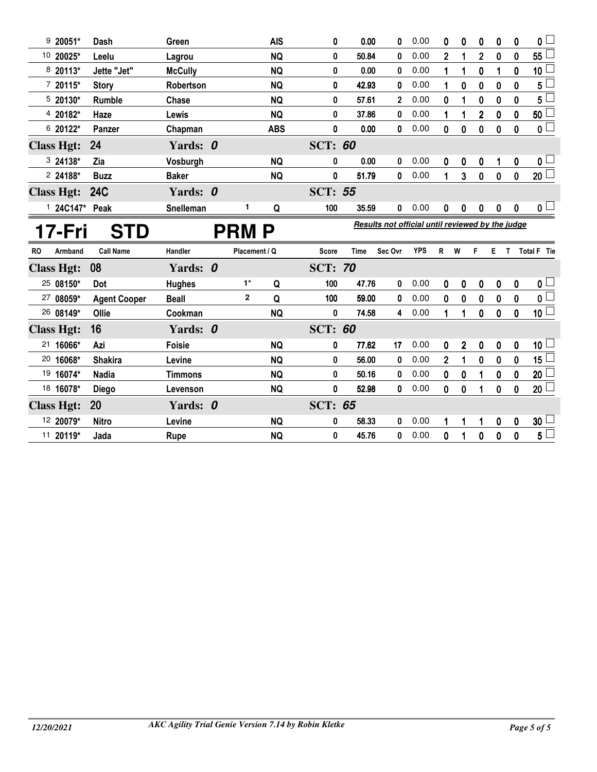| RO | Armband | Call Name | Handler | Placement | Q | Score | Time | Sec Ovr | YPS | R | W | F | E | T | Total F | Tie |
|---|---|---|---|---|---|---|---|---|---|---|---|---|---|---|---|---|
| 9 | 20051* | Dash | Green | | AIS | 0 | 0.00 | 0 | 0.00 | 0 | 0 | 0 | 0 | 0 | 0 | ☐ |
| 10 | 20025* | Leelu | Lagrou | | NQ | 0 | 50.84 | 0 | 0.00 | 2 | 1 | 2 | 0 | 0 | 55 | ☐ |
| 8 | 20113* | Jette "Jet" | McCully | | NQ | 0 | 0.00 | 0 | 0.00 | 1 | 1 | 0 | 1 | 0 | 10 | ☐ |
| 7 | 20115* | Story | Robertson | | NQ | 0 | 42.93 | 0 | 0.00 | 1 | 0 | 0 | 0 | 0 | 5 | ☐ |
| 5 | 20130* | Rumble | Chase | | NQ | 0 | 57.61 | 2 | 0.00 | 0 | 1 | 0 | 0 | 0 | 5 | ☐ |
| 4 | 20182* | Haze | Lewis | | NQ | 0 | 37.86 | 0 | 0.00 | 1 | 1 | 2 | 0 | 0 | 50 | ☐ |
| 6 | 20122* | Panzer | Chapman | | ABS | 0 | 0.00 | 0 | 0.00 | 0 | 0 | 0 | 0 | 0 | 0 | ☐ |

**Class Hgt: 24** Yards: *0* SCT: *60*

| RO | Armband | Call Name | Handler | Placement | Q | Score | Time | Sec Ovr | YPS | R | W | F | E | T | Total F | Tie |
|---|---|---|---|---|---|---|---|---|---|---|---|---|---|---|---|---|
| 3 | 24138* | Zia | Vosburgh | | NQ | 0 | 0.00 | 0 | 0.00 | 0 | 0 | 0 | 1 | 0 | 0 | ☐ |
| 2 | 24188* | Buzz | Baker | | NQ | 0 | 51.79 | 0 | 0.00 | 1 | 3 | 0 | 0 | 0 | 20 | ☐ |

**Class Hgt: 24C** Yards: *0* SCT: *55*

| RO | Armband | Call Name | Handler | Placement | Q | Score | Time | Sec Ovr | YPS | R | W | F | E | T | Total F | Tie |
|---|---|---|---|---|---|---|---|---|---|---|---|---|---|---|---|---|
| 1 | 24C147* | Peak | Snelleman | 1 | Q | 100 | 35.59 | 0 | 0.00 | 0 | 0 | 0 | 0 | 0 | 0 | ☐ |

# 17-Fri STD PRM P

*Results not official until reviewed by the judge*

**Class Hgt: 08** Yards: *0* SCT: *70*

| RO | Armband | Call Name | Handler | Placement | Q | Score | Time | Sec Ovr | YPS | R | W | F | E | T | Total F | Tie |
|---|---|---|---|---|---|---|---|---|---|---|---|---|---|---|---|---|
| 25 | 08150* | Dot | Hughes | 1* | Q | 100 | 47.76 | 0 | 0.00 | 0 | 0 | 0 | 0 | 0 | 0 | ☐ |
| 27 | 08059* | Agent Cooper | Beall | 2 | Q | 100 | 59.00 | 0 | 0.00 | 0 | 0 | 0 | 0 | 0 | 0 | ☐ |
| 26 | 08149* | Ollie | Cookman | | NQ | 0 | 74.58 | 4 | 0.00 | 1 | 1 | 0 | 0 | 0 | 10 | ☐ |

**Class Hgt: 16** Yards: *0* SCT: *60*

| RO | Armband | Call Name | Handler | Placement | Q | Score | Time | Sec Ovr | YPS | R | W | F | E | T | Total F | Tie |
|---|---|---|---|---|---|---|---|---|---|---|---|---|---|---|---|---|
| 21 | 16066* | Azi | Foisie | | NQ | 0 | 77.62 | 17 | 0.00 | 0 | 2 | 0 | 0 | 0 | 10 | ☐ |
| 20 | 16068* | Shakira | Levine | | NQ | 0 | 56.00 | 0 | 0.00 | 2 | 1 | 0 | 0 | 0 | 15 | ☐ |
| 19 | 16074* | Nadia | Timmons | | NQ | 0 | 50.16 | 0 | 0.00 | 0 | 0 | 1 | 0 | 0 | 20 | ☐ |
| 18 | 16078* | Diego | Levenson | | NQ | 0 | 52.98 | 0 | 0.00 | 0 | 0 | 1 | 0 | 0 | 20 | ☐ |

**Class Hgt: 20** Yards: *0* SCT: *65*

| RO | Armband | Call Name | Handler | Placement | Q | Score | Time | Sec Ovr | YPS | R | W | F | E | T | Total F | Tie |
|---|---|---|---|---|---|---|---|---|---|---|---|---|---|---|---|---|
| 12 | 20079* | Nitro | Levine | | NQ | 0 | 58.33 | 0 | 0.00 | 1 | 1 | 1 | 0 | 0 | 30 | ☐ |
| 11 | 20119* | Jada | Rupe | | NQ | 0 | 45.76 | 0 | 0.00 | 0 | 1 | 0 | 0 | 0 | 5 | ☐ |